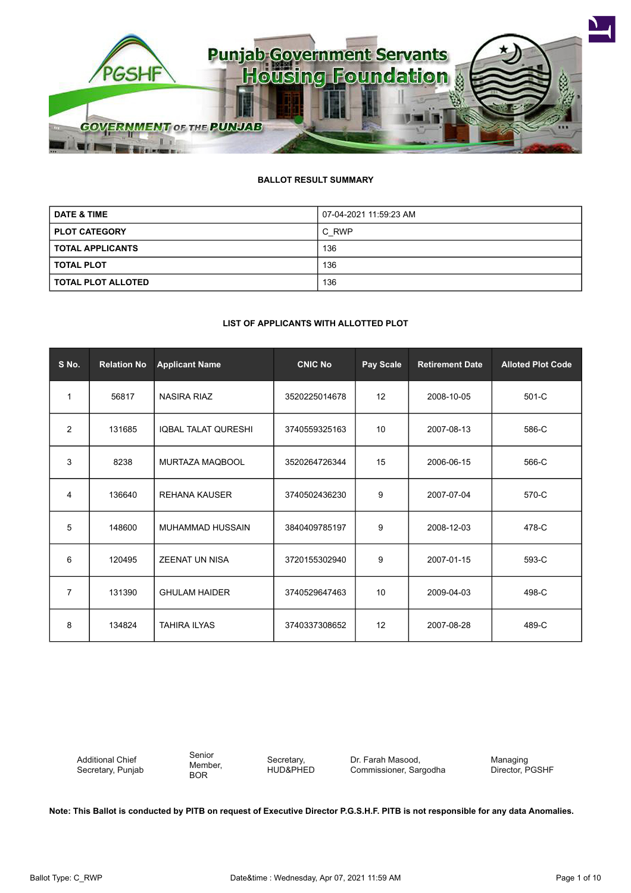# Punjab Government Servants Housing Foundation

PGSHF

GOVERNMENT OF THE PUNJAB

## BALLOT RESULT SUMMARY

| | |
|---|---|
| **DATE & TIME** | 07-04-2021 11:59:23 AM |
| **PLOT CATEGORY** | C_RWP |
| **TOTAL APPLICANTS** | 136 |
| **TOTAL PLOT** | 136 |
| **TOTAL PLOT ALLOTED** | 136 |

## LIST OF APPLICANTS WITH ALLOTTED PLOT

| S No. | Relation No | Applicant Name | CNIC No | Pay Scale | Retirement Date | Alloted Plot Code |
|---|---|---|---|---|---|---|
| 1 | 56817 | NASIRA RIAZ | 3520225014678 | 12 | 2008-10-05 | 501-C |
| 2 | 131685 | IQBAL TALAT QURESHI | 3740559325163 | 10 | 2007-08-13 | 586-C |
| 3 | 8238 | MURTAZA MAQBOOL | 3520264726344 | 15 | 2006-06-15 | 566-C |
| 4 | 136640 | REHANA KAUSER | 3740502436230 | 9 | 2007-07-04 | 570-C |
| 5 | 148600 | MUHAMMAD HUSSAIN | 3840409785197 | 9 | 2008-12-03 | 478-C |
| 6 | 120495 | ZEENAT UN NISA | 3720155302940 | 9 | 2007-01-15 | 593-C |
| 7 | 131390 | GHULAM HAIDER | 3740529647463 | 10 | 2009-04-03 | 498-C |
| 8 | 134824 | TAHIRA ILYAS | 3740337308652 | 12 | 2007-08-28 | 489-C |

Additional Chief Secretary, Punjab

Senior Member, BOR

Secretary, HUD&PHED

Dr. Farah Masood, Commissioner, Sargodha

Managing Director, PGSHF

**Note: This Ballot is conducted by PITB on request of Executive Director P.G.S.H.F. PITB is not responsible for any data Anomalies.**

Ballot Type: C_RWP

Date&time : Wednesday, Apr 07, 2021 11:59 AM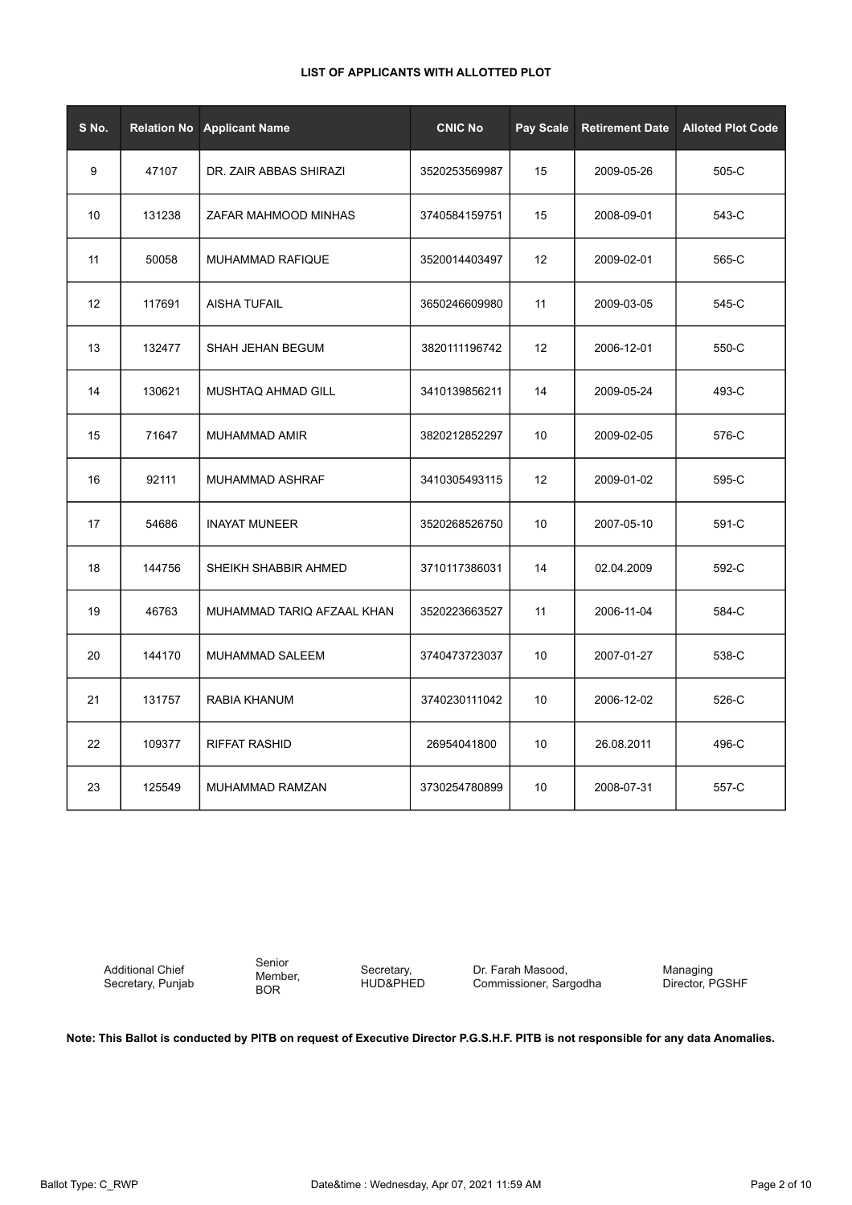**LIST OF APPLICANTS WITH ALLOTTED PLOT**

| S No. | Relation No | Applicant Name | CNIC No | Pay Scale | Retirement Date | Alloted Plot Code |
|---|---|---|---|---|---|---|
| 9 | 47107 | DR. ZAIR ABBAS SHIRAZI | 3520253569987 | 15 | 2009-05-26 | 505-C |
| 10 | 131238 | ZAFAR MAHMOOD MINHAS | 3740584159751 | 15 | 2008-09-01 | 543-C |
| 11 | 50058 | MUHAMMAD RAFIQUE | 3520014403497 | 12 | 2009-02-01 | 565-C |
| 12 | 117691 | AISHA TUFAIL | 3650246609980 | 11 | 2009-03-05 | 545-C |
| 13 | 132477 | SHAH JEHAN BEGUM | 3820111196742 | 12 | 2006-12-01 | 550-C |
| 14 | 130621 | MUSHTAQ AHMAD GILL | 3410139856211 | 14 | 2009-05-24 | 493-C |
| 15 | 71647 | MUHAMMAD AMIR | 3820212852297 | 10 | 2009-02-05 | 576-C |
| 16 | 92111 | MUHAMMAD ASHRAF | 3410305493115 | 12 | 2009-01-02 | 595-C |
| 17 | 54686 | INAYAT MUNEER | 3520268526750 | 10 | 2007-05-10 | 591-C |
| 18 | 144756 | SHEIKH SHABBIR AHMED | 3710117386031 | 14 | 02.04.2009 | 592-C |
| 19 | 46763 | MUHAMMAD TARIQ AFZAAL KHAN | 3520223663527 | 11 | 2006-11-04 | 584-C |
| 20 | 144170 | MUHAMMAD SALEEM | 3740473723037 | 10 | 2007-01-27 | 538-C |
| 21 | 131757 | RABIA KHANUM | 3740230111042 | 10 | 2006-12-02 | 526-C |
| 22 | 109377 | RIFFAT RASHID | 26954041800 | 10 | 26.08.2011 | 496-C |
| 23 | 125549 | MUHAMMAD RAMZAN | 3730254780899 | 10 | 2008-07-31 | 557-C |

Additional Chief Secretary, Punjab | Senior Member, BOR | Secretary, HUD&PHED | Dr. Farah Masood, Commissioner, Sargodha | Managing Director, PGSHF

**Note: This Ballot is conducted by PITB on request of Executive Director P.G.S.H.F. PITB is not responsible for any data Anomalies.**

Ballot Type: C_RWP    Date&time : Wednesday, Apr 07, 2021 11:59 AM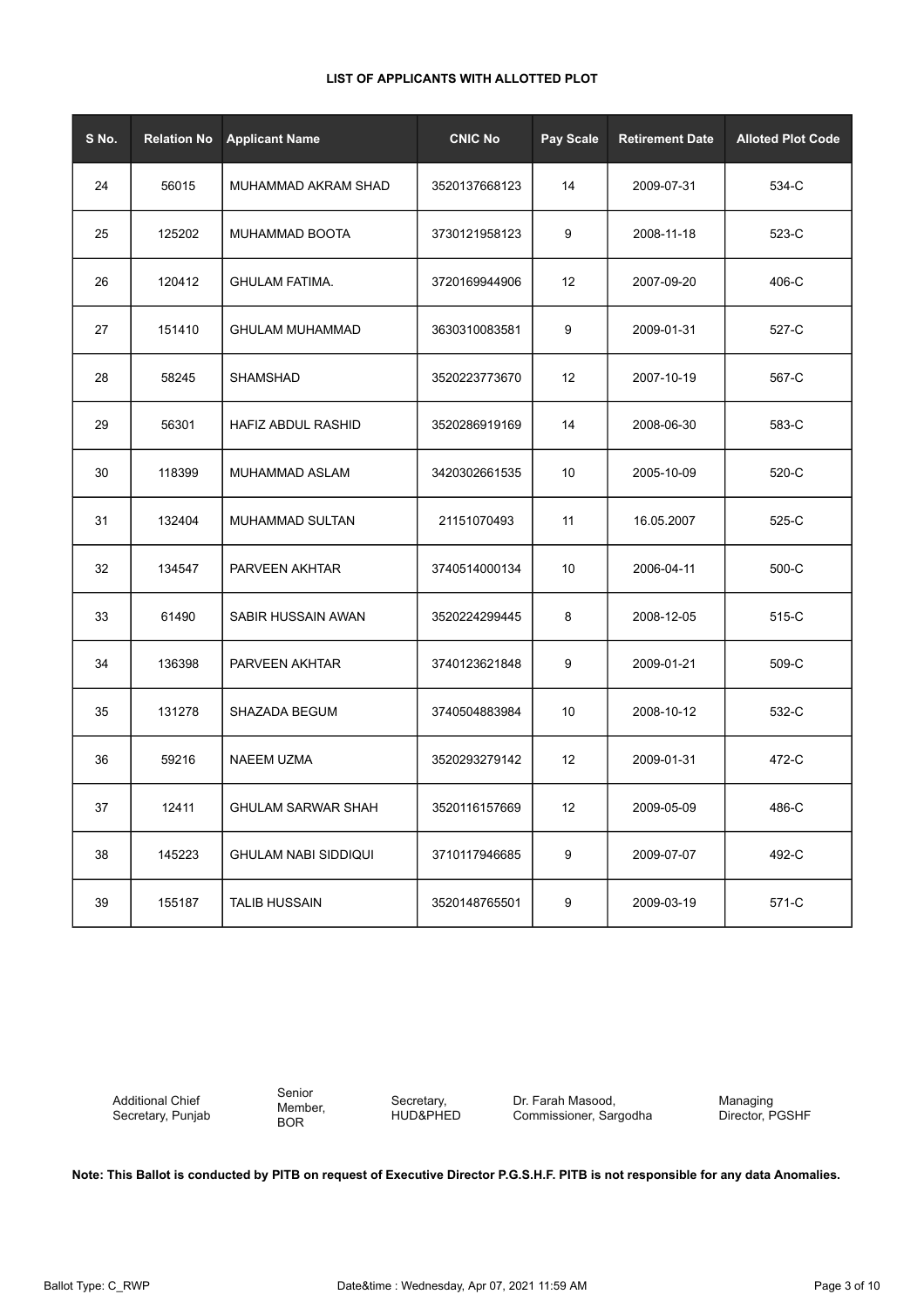**LIST OF APPLICANTS WITH ALLOTTED PLOT**

| S No. | Relation No | Applicant Name | CNIC No | Pay Scale | Retirement Date | Alloted Plot Code |
|---|---|---|---|---|---|---|
| 24 | 56015 | MUHAMMAD AKRAM SHAD | 3520137668123 | 14 | 2009-07-31 | 534-C |
| 25 | 125202 | MUHAMMAD BOOTA | 3730121958123 | 9 | 2008-11-18 | 523-C |
| 26 | 120412 | GHULAM FATIMA. | 3720169944906 | 12 | 2007-09-20 | 406-C |
| 27 | 151410 | GHULAM MUHAMMAD | 3630310083581 | 9 | 2009-01-31 | 527-C |
| 28 | 58245 | SHAMSHAD | 3520223773670 | 12 | 2007-10-19 | 567-C |
| 29 | 56301 | HAFIZ ABDUL RASHID | 3520286919169 | 14 | 2008-06-30 | 583-C |
| 30 | 118399 | MUHAMMAD ASLAM | 3420302661535 | 10 | 2005-10-09 | 520-C |
| 31 | 132404 | MUHAMMAD SULTAN | 21151070493 | 11 | 16.05.2007 | 525-C |
| 32 | 134547 | PARVEEN AKHTAR | 3740514000134 | 10 | 2006-04-11 | 500-C |
| 33 | 61490 | SABIR HUSSAIN AWAN | 3520224299445 | 8 | 2008-12-05 | 515-C |
| 34 | 136398 | PARVEEN AKHTAR | 3740123621848 | 9 | 2009-01-21 | 509-C |
| 35 | 131278 | SHAZADA BEGUM | 3740504883984 | 10 | 2008-10-12 | 532-C |
| 36 | 59216 | NAEEM UZMA | 3520293279142 | 12 | 2009-01-31 | 472-C |
| 37 | 12411 | GHULAM SARWAR SHAH | 3520116157669 | 12 | 2009-05-09 | 486-C |
| 38 | 145223 | GHULAM NABI SIDDIQUI | 3710117946685 | 9 | 2009-07-07 | 492-C |
| 39 | 155187 | TALIB HUSSAIN | 3520148765501 | 9 | 2009-03-19 | 571-C |

Additional Chief Secretary, Punjab | Senior Member, BOR | Secretary, HUD&PHED | Dr. Farah Masood, Commissioner, Sargodha | Managing Director, PGSHF

**Note: This Ballot is conducted by PITB on request of Executive Director P.G.S.H.F. PITB is not responsible for any data Anomalies.**

Ballot Type: C_RWP    Date&time : Wednesday, Apr 07, 2021 11:59 AM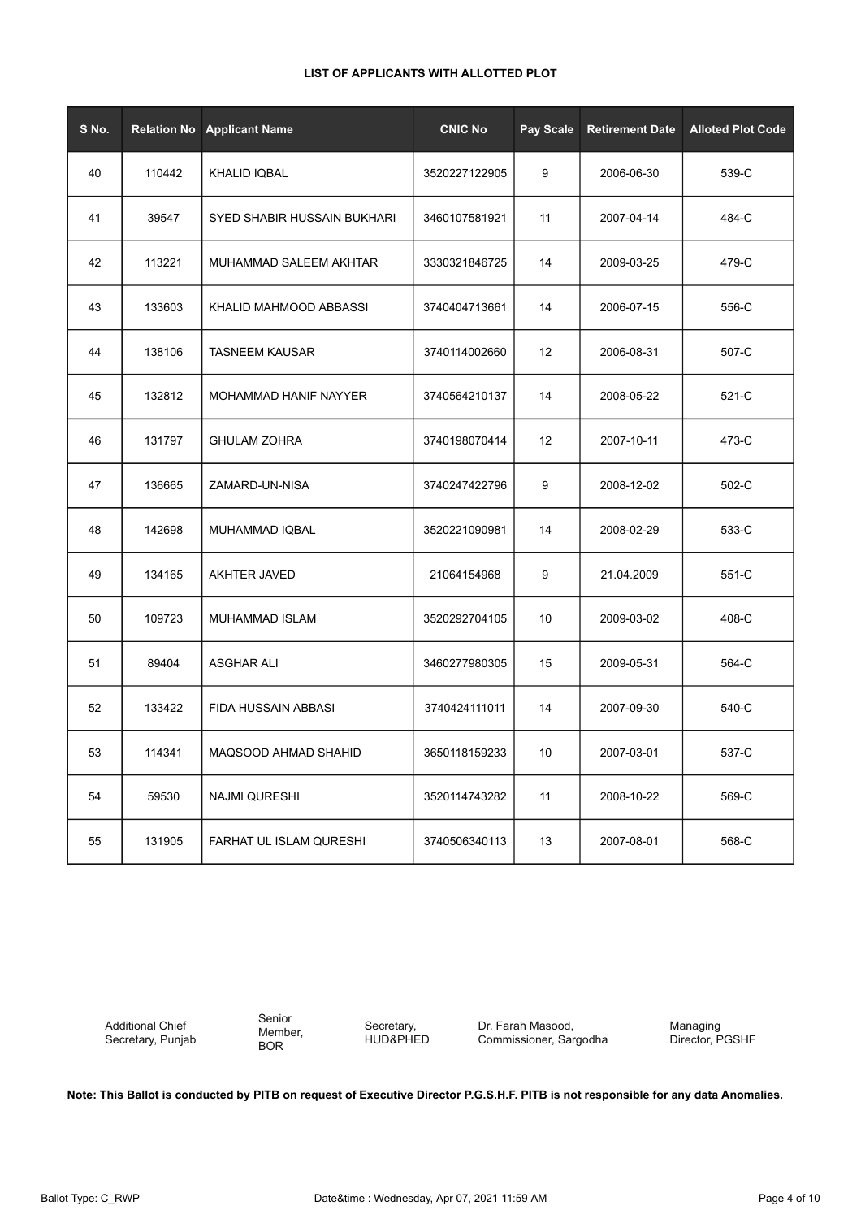**LIST OF APPLICANTS WITH ALLOTTED PLOT**

| S No. | Relation No | Applicant Name | CNIC No | Pay Scale | Retirement Date | Alloted Plot Code |
|---|---|---|---|---|---|---|
| 40 | 110442 | KHALID IQBAL | 3520227122905 | 9 | 2006-06-30 | 539-C |
| 41 | 39547 | SYED SHABIR HUSSAIN BUKHARI | 3460107581921 | 11 | 2007-04-14 | 484-C |
| 42 | 113221 | MUHAMMAD SALEEM AKHTAR | 3330321846725 | 14 | 2009-03-25 | 479-C |
| 43 | 133603 | KHALID MAHMOOD ABBASSI | 3740404713661 | 14 | 2006-07-15 | 556-C |
| 44 | 138106 | TASNEEM KAUSAR | 3740114002660 | 12 | 2006-08-31 | 507-C |
| 45 | 132812 | MOHAMMAD HANIF NAYYER | 3740564210137 | 14 | 2008-05-22 | 521-C |
| 46 | 131797 | GHULAM ZOHRA | 3740198070414 | 12 | 2007-10-11 | 473-C |
| 47 | 136665 | ZAMARD-UN-NISA | 3740247422796 | 9 | 2008-12-02 | 502-C |
| 48 | 142698 | MUHAMMAD IQBAL | 3520221090981 | 14 | 2008-02-29 | 533-C |
| 49 | 134165 | AKHTER JAVED | 21064154968 | 9 | 21.04.2009 | 551-C |
| 50 | 109723 | MUHAMMAD ISLAM | 3520292704105 | 10 | 2009-03-02 | 408-C |
| 51 | 89404 | ASGHAR ALI | 3460277980305 | 15 | 2009-05-31 | 564-C |
| 52 | 133422 | FIDA HUSSAIN ABBASI | 3740424111011 | 14 | 2007-09-30 | 540-C |
| 53 | 114341 | MAQSOOD AHMAD SHAHID | 3650118159233 | 10 | 2007-03-01 | 537-C |
| 54 | 59530 | NAJMI QURESHI | 3520114743282 | 11 | 2008-10-22 | 569-C |
| 55 | 131905 | FARHAT UL ISLAM QURESHI | 3740506340113 | 13 | 2007-08-01 | 568-C |

Additional Chief Secretary, Punjab | Senior Member, BOR | Secretary, HUD&PHED | Dr. Farah Masood, Commissioner, Sargodha | Managing Director, PGSHF

**Note: This Ballot is conducted by PITB on request of Executive Director P.G.S.H.F. PITB is not responsible for any data Anomalies.**

Ballot Type: C_RWP | Date&time : Wednesday, Apr 07, 2021 11:59 AM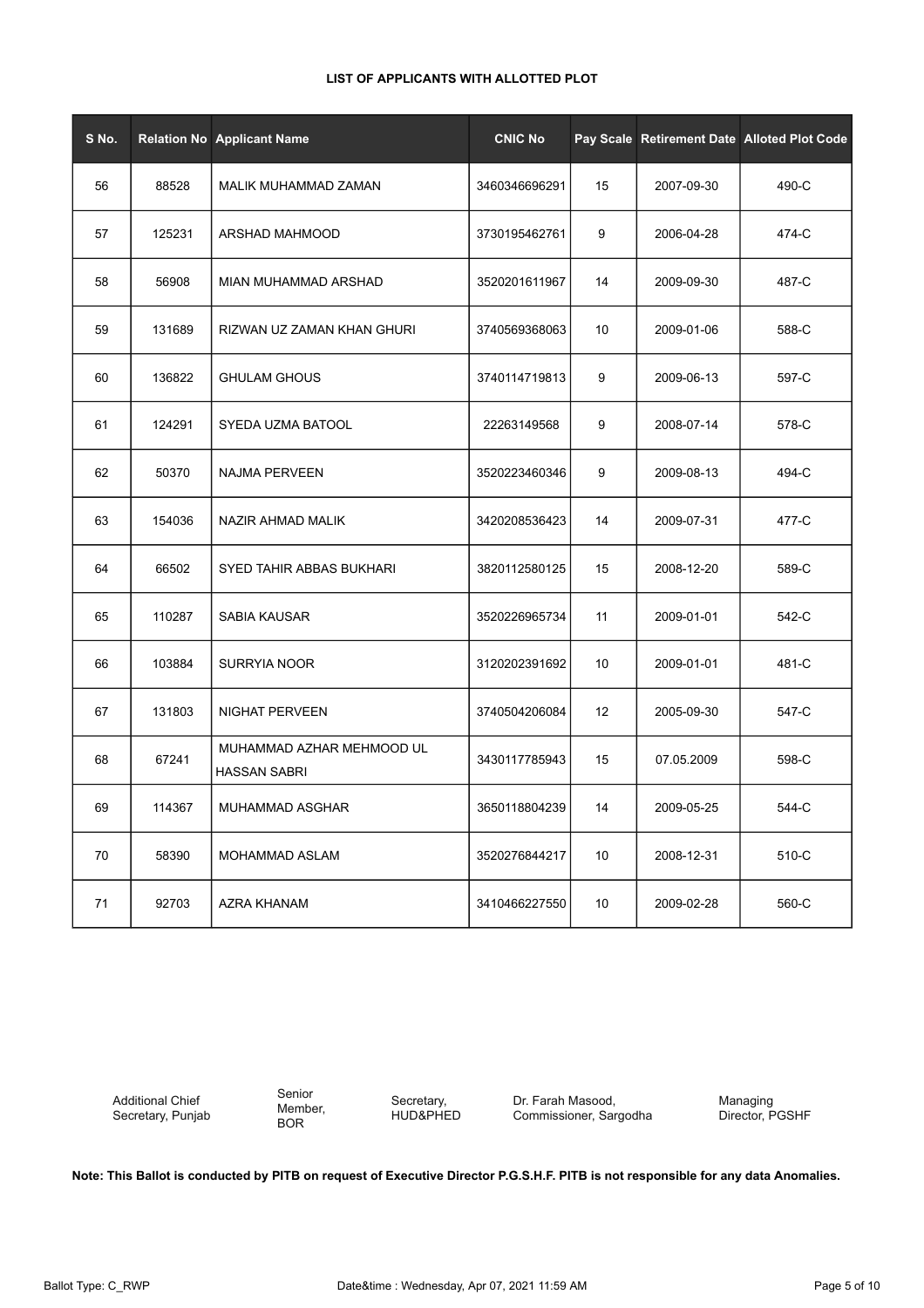**LIST OF APPLICANTS WITH ALLOTTED PLOT**

| S No. | Relation No | Applicant Name | CNIC No | Pay Scale | Retirement Date | Alloted Plot Code |
|---|---|---|---|---|---|---|
| 56 | 88528 | MALIK MUHAMMAD ZAMAN | 3460346696291 | 15 | 2007-09-30 | 490-C |
| 57 | 125231 | ARSHAD MAHMOOD | 3730195462761 | 9 | 2006-04-28 | 474-C |
| 58 | 56908 | MIAN MUHAMMAD ARSHAD | 3520201611967 | 14 | 2009-09-30 | 487-C |
| 59 | 131689 | RIZWAN UZ ZAMAN KHAN GHURI | 3740569368063 | 10 | 2009-01-06 | 588-C |
| 60 | 136822 | GHULAM GHOUS | 3740114719813 | 9 | 2009-06-13 | 597-C |
| 61 | 124291 | SYEDA UZMA BATOOL | 22263149568 | 9 | 2008-07-14 | 578-C |
| 62 | 50370 | NAJMA PERVEEN | 3520223460346 | 9 | 2009-08-13 | 494-C |
| 63 | 154036 | NAZIR AHMAD MALIK | 3420208536423 | 14 | 2009-07-31 | 477-C |
| 64 | 66502 | SYED TAHIR ABBAS BUKHARI | 3820112580125 | 15 | 2008-12-20 | 589-C |
| 65 | 110287 | SABIA KAUSAR | 3520226965734 | 11 | 2009-01-01 | 542-C |
| 66 | 103884 | SURRYIA NOOR | 3120202391692 | 10 | 2009-01-01 | 481-C |
| 67 | 131803 | NIGHAT PERVEEN | 3740504206084 | 12 | 2005-09-30 | 547-C |
| 68 | 67241 | MUHAMMAD AZHAR MEHMOOD UL HASSAN SABRI | 3430117785943 | 15 | 07.05.2009 | 598-C |
| 69 | 114367 | MUHAMMAD ASGHAR | 3650118804239 | 14 | 2009-05-25 | 544-C |
| 70 | 58390 | MOHAMMAD ASLAM | 3520276844217 | 10 | 2008-12-31 | 510-C |
| 71 | 92703 | AZRA KHANAM | 3410466227550 | 10 | 2009-02-28 | 560-C |

Additional Chief Secretary, Punjab | Senior Member, BOR | Secretary, HUD&PHED | Dr. Farah Masood, Commissioner, Sargodha | Managing Director, PGSHF

**Note: This Ballot is conducted by PITB on request of Executive Director P.G.S.H.F. PITB is not responsible for any data Anomalies.**

Ballot Type: C_RWP | Date&time : Wednesday, Apr 07, 2021 11:59 AM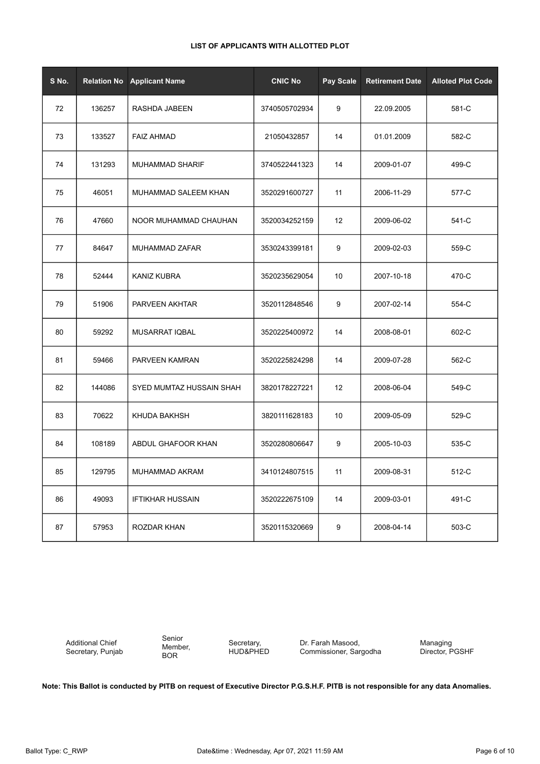**LIST OF APPLICANTS WITH ALLOTTED PLOT**

| S No. | Relation No | Applicant Name | CNIC No | Pay Scale | Retirement Date | Alloted Plot Code |
|---|---|---|---|---|---|---|
| 72 | 136257 | RASHDA JABEEN | 3740505702934 | 9 | 22.09.2005 | 581-C |
| 73 | 133527 | FAIZ AHMAD | 21050432857 | 14 | 01.01.2009 | 582-C |
| 74 | 131293 | MUHAMMAD SHARIF | 3740522441323 | 14 | 2009-01-07 | 499-C |
| 75 | 46051 | MUHAMMAD SALEEM KHAN | 3520291600727 | 11 | 2006-11-29 | 577-C |
| 76 | 47660 | NOOR MUHAMMAD CHAUHAN | 3520034252159 | 12 | 2009-06-02 | 541-C |
| 77 | 84647 | MUHAMMAD ZAFAR | 3530243399181 | 9 | 2009-02-03 | 559-C |
| 78 | 52444 | KANIZ KUBRA | 3520235629054 | 10 | 2007-10-18 | 470-C |
| 79 | 51906 | PARVEEN AKHTAR | 3520112848546 | 9 | 2007-02-14 | 554-C |
| 80 | 59292 | MUSARRAT IQBAL | 3520225400972 | 14 | 2008-08-01 | 602-C |
| 81 | 59466 | PARVEEN KAMRAN | 3520225824298 | 14 | 2009-07-28 | 562-C |
| 82 | 144086 | SYED MUMTAZ HUSSAIN SHAH | 3820178227221 | 12 | 2008-06-04 | 549-C |
| 83 | 70622 | KHUDA BAKHSH | 3820111628183 | 10 | 2009-05-09 | 529-C |
| 84 | 108189 | ABDUL GHAFOOR KHAN | 3520280806647 | 9 | 2005-10-03 | 535-C |
| 85 | 129795 | MUHAMMAD AKRAM | 3410124807515 | 11 | 2009-08-31 | 512-C |
| 86 | 49093 | IFTIKHAR HUSSAIN | 3520222675109 | 14 | 2009-03-01 | 491-C |
| 87 | 57953 | ROZDAR KHAN | 3520115320669 | 9 | 2008-04-14 | 503-C |

Additional Chief Secretary, Punjab

Senior Member, BOR

Secretary, HUD&PHED

Dr. Farah Masood, Commissioner, Sargodha

Managing Director, PGSHF

**Note: This Ballot is conducted by PITB on request of Executive Director P.G.S.H.F. PITB is not responsible for any data Anomalies.**

Ballot Type: C_RWP

Date&time : Wednesday, Apr 07, 2021 11:59 AM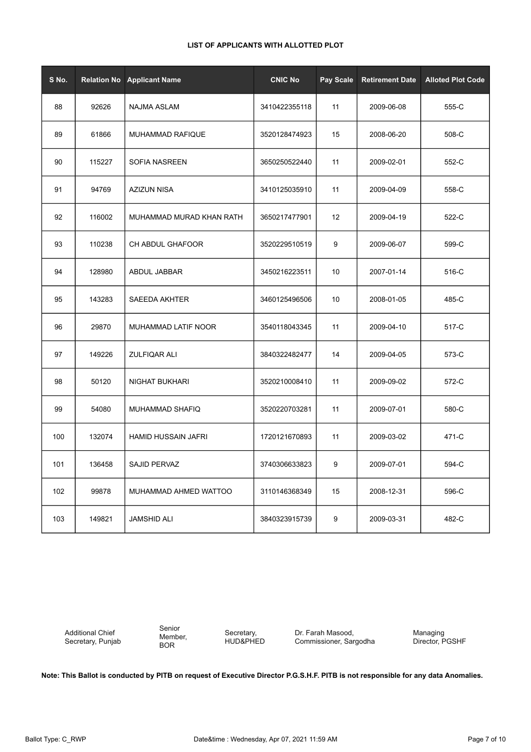**LIST OF APPLICANTS WITH ALLOTTED PLOT**

| S No. | Relation No | Applicant Name | CNIC No | Pay Scale | Retirement Date | Alloted Plot Code |
|---|---|---|---|---|---|---|
| 88 | 92626 | NAJMA ASLAM | 3410422355118 | 11 | 2009-06-08 | 555-C |
| 89 | 61866 | MUHAMMAD RAFIQUE | 3520128474923 | 15 | 2008-06-20 | 508-C |
| 90 | 115227 | SOFIA NASREEN | 3650250522440 | 11 | 2009-02-01 | 552-C |
| 91 | 94769 | AZIZUN NISA | 3410125035910 | 11 | 2009-04-09 | 558-C |
| 92 | 116002 | MUHAMMAD MURAD KHAN RATH | 3650217477901 | 12 | 2009-04-19 | 522-C |
| 93 | 110238 | CH ABDUL GHAFOOR | 3520229510519 | 9 | 2009-06-07 | 599-C |
| 94 | 128980 | ABDUL JABBAR | 3450216223511 | 10 | 2007-01-14 | 516-C |
| 95 | 143283 | SAEEDA AKHTER | 3460125496506 | 10 | 2008-01-05 | 485-C |
| 96 | 29870 | MUHAMMAD LATIF NOOR | 3540118043345 | 11 | 2009-04-10 | 517-C |
| 97 | 149226 | ZULFIQAR ALI | 3840322482477 | 14 | 2009-04-05 | 573-C |
| 98 | 50120 | NIGHAT BUKHARI | 3520210008410 | 11 | 2009-09-02 | 572-C |
| 99 | 54080 | MUHAMMAD SHAFIQ | 3520220703281 | 11 | 2009-07-01 | 580-C |
| 100 | 132074 | HAMID HUSSAIN JAFRI | 1720121670893 | 11 | 2009-03-02 | 471-C |
| 101 | 136458 | SAJID PERVAZ | 3740306633823 | 9 | 2009-07-01 | 594-C |
| 102 | 99878 | MUHAMMAD AHMED WATTOO | 3110146368349 | 15 | 2008-12-31 | 596-C |
| 103 | 149821 | JAMSHID ALI | 3840323915739 | 9 | 2009-03-31 | 482-C |

Additional Chief Secretary, Punjab | Senior Member, BOR | Secretary, HUD&PHED | Dr. Farah Masood, Commissioner, Sargodha | Managing Director, PGSHF

**Note: This Ballot is conducted by PITB on request of Executive Director P.G.S.H.F. PITB is not responsible for any data Anomalies.**

Ballot Type: C_RWP    Date&time : Wednesday, Apr 07, 2021 11:59 AM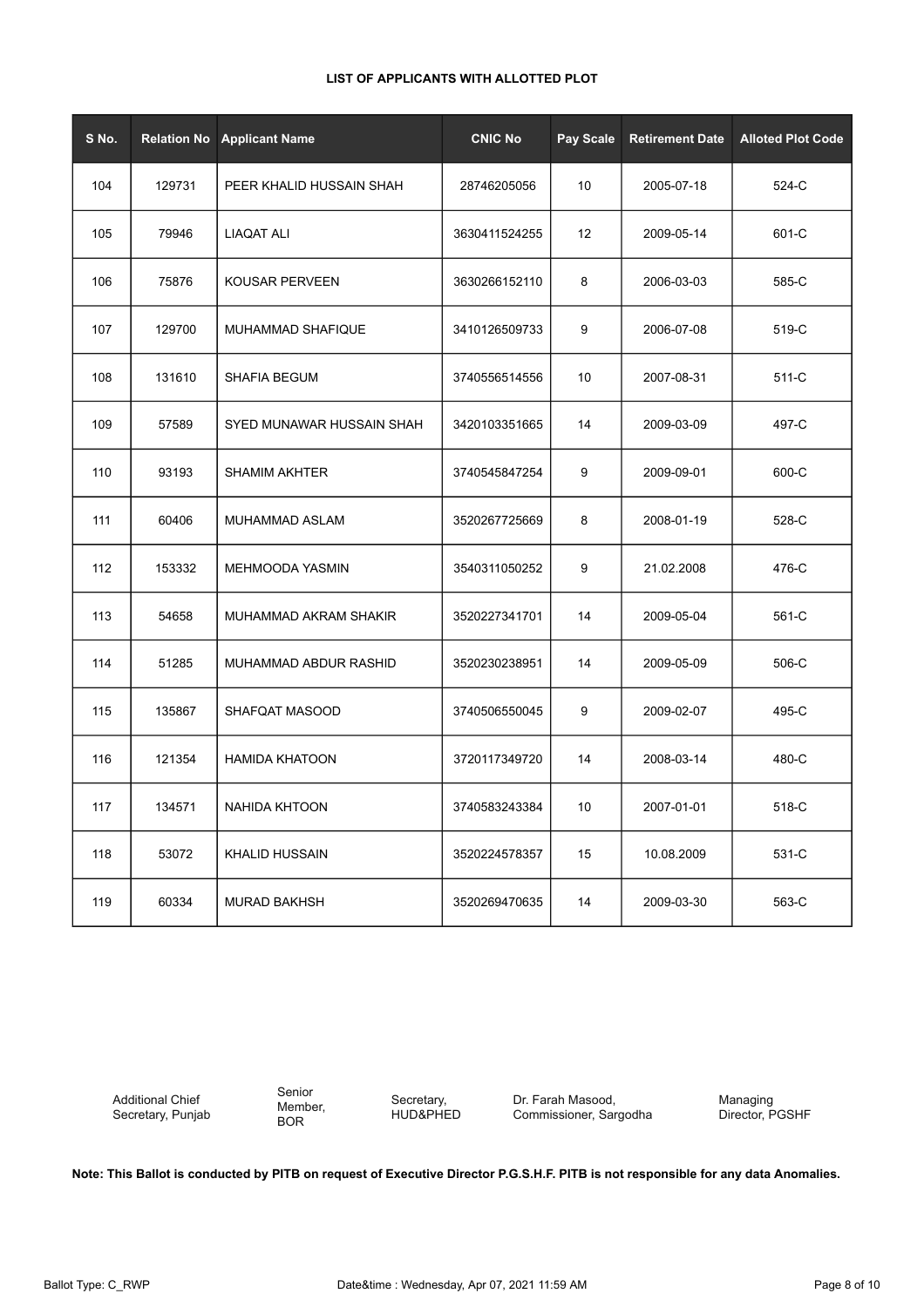**LIST OF APPLICANTS WITH ALLOTTED PLOT**

| S No. | Relation No | Applicant Name | CNIC No | Pay Scale | Retirement Date | Alloted Plot Code |
|---|---|---|---|---|---|---|
| 104 | 129731 | PEER KHALID HUSSAIN SHAH | 28746205056 | 10 | 2005-07-18 | 524-C |
| 105 | 79946 | LIAQAT ALI | 3630411524255 | 12 | 2009-05-14 | 601-C |
| 106 | 75876 | KOUSAR PERVEEN | 3630266152110 | 8 | 2006-03-03 | 585-C |
| 107 | 129700 | MUHAMMAD SHAFIQUE | 3410126509733 | 9 | 2006-07-08 | 519-C |
| 108 | 131610 | SHAFIA BEGUM | 3740556514556 | 10 | 2007-08-31 | 511-C |
| 109 | 57589 | SYED MUNAWAR HUSSAIN SHAH | 3420103351665 | 14 | 2009-03-09 | 497-C |
| 110 | 93193 | SHAMIM AKHTER | 3740545847254 | 9 | 2009-09-01 | 600-C |
| 111 | 60406 | MUHAMMAD ASLAM | 3520267725669 | 8 | 2008-01-19 | 528-C |
| 112 | 153332 | MEHMOODA YASMIN | 3540311050252 | 9 | 21.02.2008 | 476-C |
| 113 | 54658 | MUHAMMAD AKRAM SHAKIR | 3520227341701 | 14 | 2009-05-04 | 561-C |
| 114 | 51285 | MUHAMMAD ABDUR RASHID | 3520230238951 | 14 | 2009-05-09 | 506-C |
| 115 | 135867 | SHAFQAT MASOOD | 3740506550045 | 9 | 2009-02-07 | 495-C |
| 116 | 121354 | HAMIDA KHATOON | 3720117349720 | 14 | 2008-03-14 | 480-C |
| 117 | 134571 | NAHIDA KHTOON | 3740583243384 | 10 | 2007-01-01 | 518-C |
| 118 | 53072 | KHALID HUSSAIN | 3520224578357 | 15 | 10.08.2009 | 531-C |
| 119 | 60334 | MURAD BAKHSH | 3520269470635 | 14 | 2009-03-30 | 563-C |

Additional Chief Secretary, Punjab

Senior Member, BOR

Secretary, HUD&PHED

Dr. Farah Masood, Commissioner, Sargodha

Managing Director, PGSHF

**Note: This Ballot is conducted by PITB on request of Executive Director P.G.S.H.F. PITB is not responsible for any data Anomalies.**

Ballot Type: C_RWP

Date&time : Wednesday, Apr 07, 2021 11:59 AM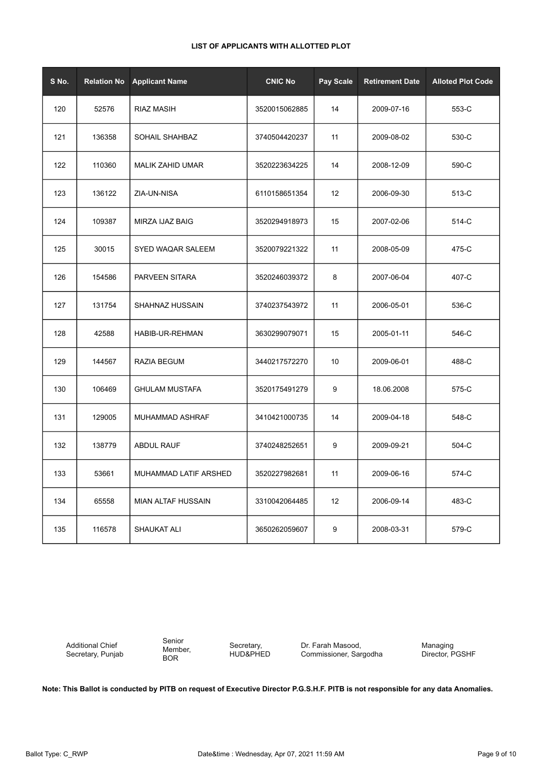**LIST OF APPLICANTS WITH ALLOTTED PLOT**

| S No. | Relation No | Applicant Name | CNIC No | Pay Scale | Retirement Date | Alloted Plot Code |
|---|---|---|---|---|---|---|
| 120 | 52576 | RIAZ MASIH | 3520015062885 | 14 | 2009-07-16 | 553-C |
| 121 | 136358 | SOHAIL SHAHBAZ | 3740504420237 | 11 | 2009-08-02 | 530-C |
| 122 | 110360 | MALIK ZAHID UMAR | 3520223634225 | 14 | 2008-12-09 | 590-C |
| 123 | 136122 | ZIA-UN-NISA | 6110158651354 | 12 | 2006-09-30 | 513-C |
| 124 | 109387 | MIRZA IJAZ BAIG | 3520294918973 | 15 | 2007-02-06 | 514-C |
| 125 | 30015 | SYED WAQAR SALEEM | 3520079221322 | 11 | 2008-05-09 | 475-C |
| 126 | 154586 | PARVEEN SITARA | 3520246039372 | 8 | 2007-06-04 | 407-C |
| 127 | 131754 | SHAHNAZ HUSSAIN | 3740237543972 | 11 | 2006-05-01 | 536-C |
| 128 | 42588 | HABIB-UR-REHMAN | 3630299079071 | 15 | 2005-01-11 | 546-C |
| 129 | 144567 | RAZIA BEGUM | 3440217572270 | 10 | 2009-06-01 | 488-C |
| 130 | 106469 | GHULAM MUSTAFA | 3520175491279 | 9 | 18.06.2008 | 575-C |
| 131 | 129005 | MUHAMMAD ASHRAF | 3410421000735 | 14 | 2009-04-18 | 548-C |
| 132 | 138779 | ABDUL RAUF | 3740248252651 | 9 | 2009-09-21 | 504-C |
| 133 | 53661 | MUHAMMAD LATIF ARSHED | 3520227982681 | 11 | 2009-06-16 | 574-C |
| 134 | 65558 | MIAN ALTAF HUSSAIN | 3310042064485 | 12 | 2006-09-14 | 483-C |
| 135 | 116578 | SHAUKAT ALI | 3650262059607 | 9 | 2008-03-31 | 579-C |

Additional Chief Secretary, Punjab

Senior Member, BOR

Secretary, HUD&PHED

Dr. Farah Masood, Commissioner, Sargodha

Managing Director, PGSHF

**Note: This Ballot is conducted by PITB on request of Executive Director P.G.S.H.F. PITB is not responsible for any data Anomalies.**

Ballot Type: C_RWP

Date&time : Wednesday, Apr 07, 2021 11:59 AM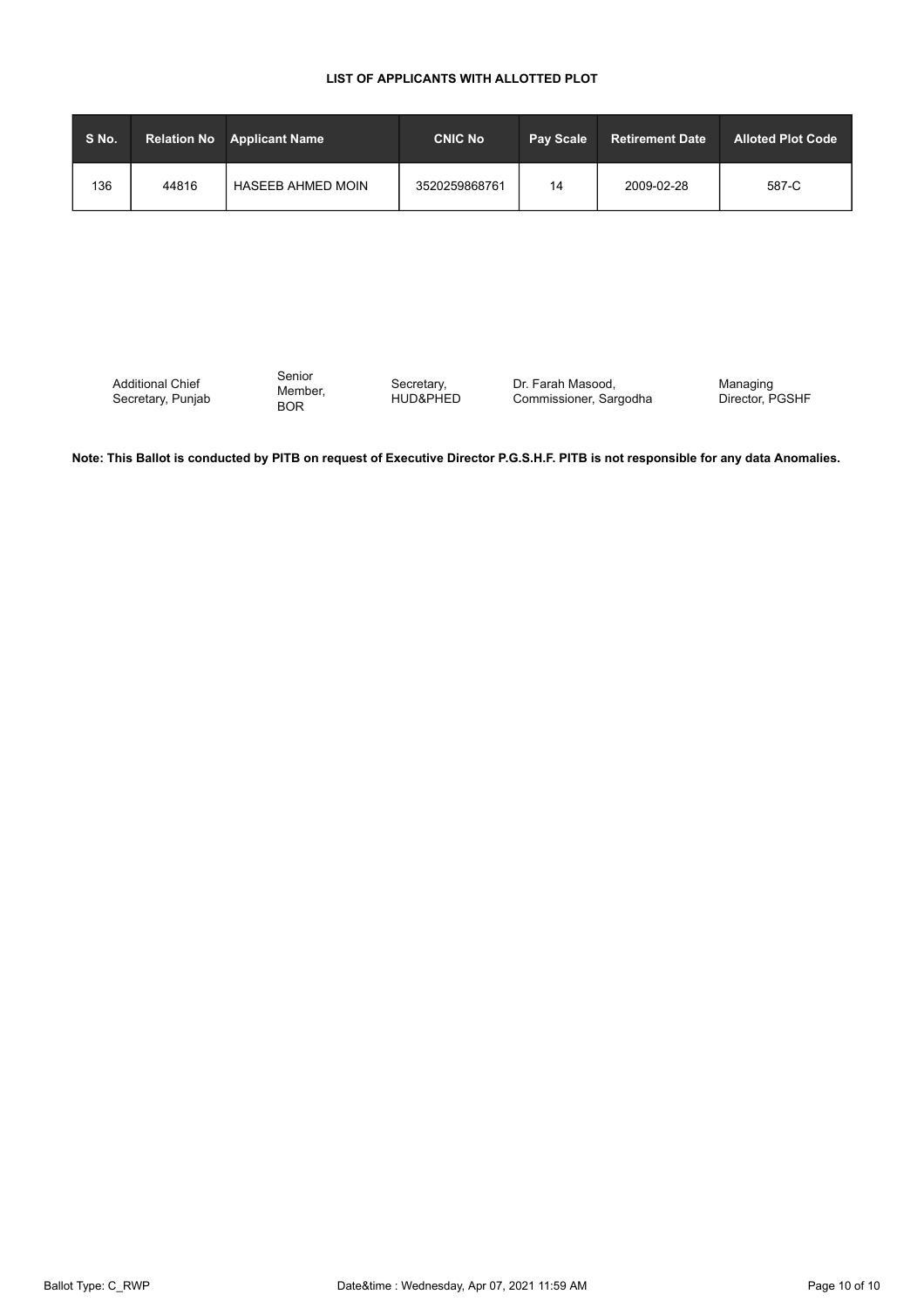**LIST OF APPLICANTS WITH ALLOTTED PLOT**

| S No. | Relation No | Applicant Name | CNIC No | Pay Scale | Retirement Date | Alloted Plot Code |
|---|---|---|---|---|---|---|
| 136 | 44816 | HASEEB AHMED MOIN | 3520259868761 | 14 | 2009-02-28 | 587-C |

| | | | | |
|---|---|---|---|---|
| Additional Chief Secretary, Punjab | Senior Member, BOR | Secretary, HUD&PHED | Dr. Farah Masood, Commissioner, Sargodha | Managing Director, PGSHF |

**Note: This Ballot is conducted by PITB on request of Executive Director P.G.S.H.F. PITB is not responsible for any data Anomalies.**

Ballot Type: C_RWP

Date&time : Wednesday, Apr 07, 2021 11:59 AM